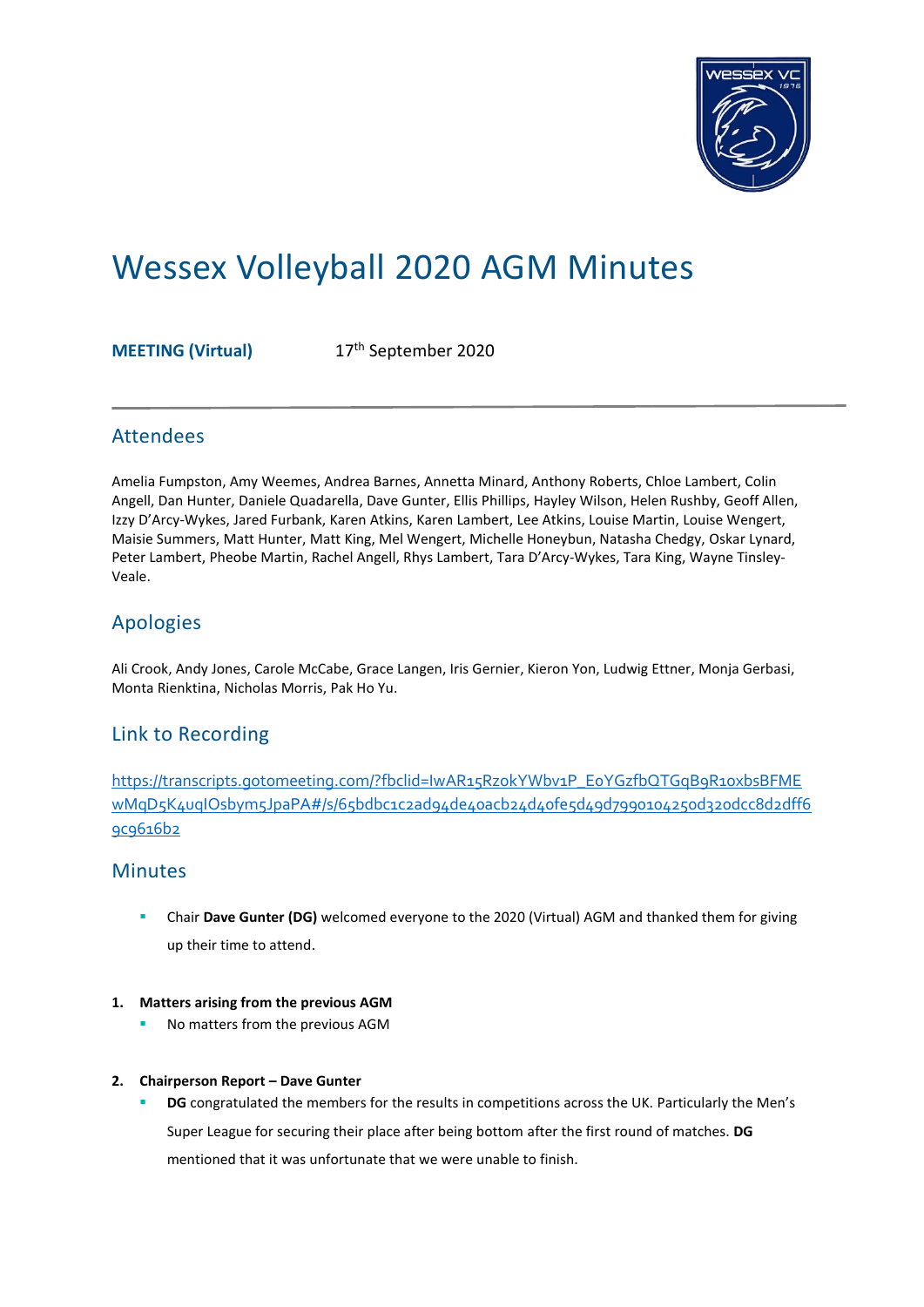# Wessex Volleyball 2020 AGM Minutes

**MEETING (Virtual)** 17th September 2020

## Attendees

Amelia Fumpston, Amy Weemes, Andrea Barnes, Annetta Minard, Anthony Roberts, Chloe Lambert, Colin Angell, Dan Hunter, Daniele Quadarella, Dave Gunter, Ellis Phillips, Hayley Wilson, Helen Rushby, Geoff Allen, Izzy D'Arcy-Wykes, Jared Furbank, Karen Atkins, Karen Lambert, Lee Atkins, Louise Martin, Louise Wengert, Maisie Summers, Matt Hunter, Matt King, Mel Wengert, Michelle Honeybun, Natasha Chedgy, Oskar Lynard, Peter Lambert, Pheobe Martin, Rachel Angell, Rhys Lambert, Tara D'Arcy-Wykes, Tara King, Wayne Tinsley-Veale.

## Apologies

Ali Crook, Andy Jones, Carole McCabe, Grace Langen, Iris Gernier, Kieron Yon, Ludwig Ettner, Monja Gerbasi, Monta Rienktina, Nicholas Morris, Pak Ho Yu.

## Link to Recording

https://transcripts.gotomeeting.com/?fbclid=IwAR15RzokYWbv1P_EoYGzfbQTGqB9R10xbsBFMEwMqD5K4uqIOsbym5JpaPA#/s/65bdbc1c2ad94de40acb24d40fe5d49d7990104250d320dcc8d2dff69c9616b2

## Minutes

- Chair **Dave Gunter (DG)** welcomed everyone to the 2020 (Virtual) AGM and thanked them for giving up their time to attend.

1. **Matters arising from the previous AGM**
   - No matters from the previous AGM

2. **Chairperson Report – Dave Gunter**
   - **DG** congratulated the members for the results in competitions across the UK. Particularly the Men's Super League for securing their place after being bottom after the first round of matches. **DG** mentioned that it was unfortunate that we were unable to finish.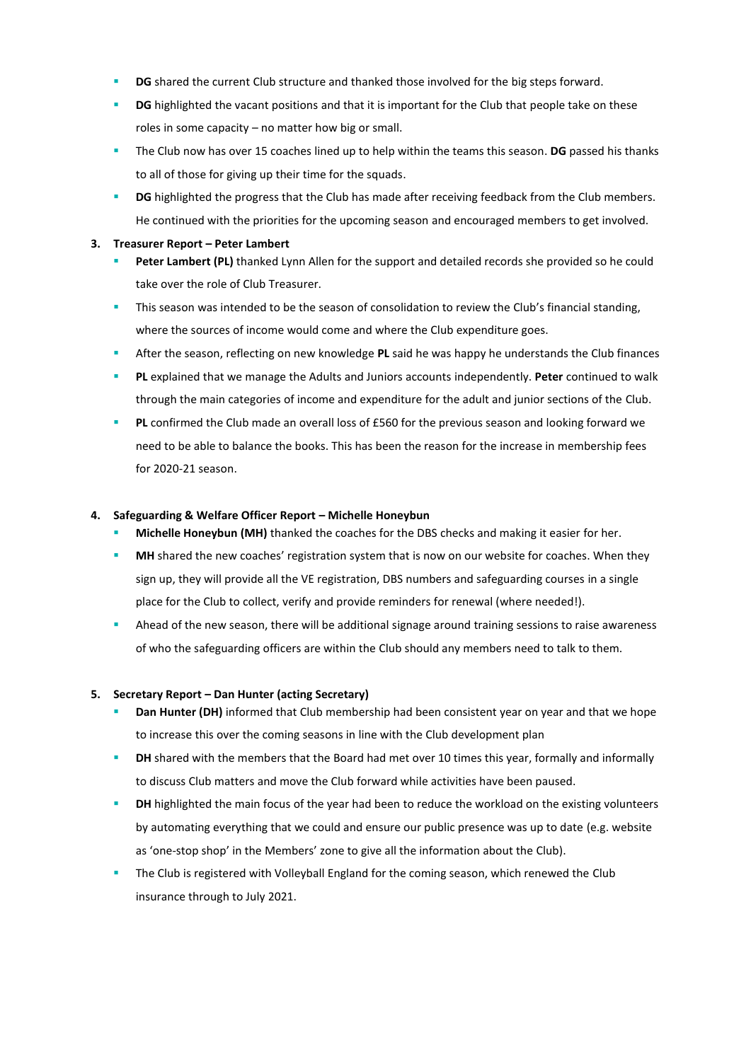- **DG** shared the current Club structure and thanked those involved for the big steps forward.
- **DG** highlighted the vacant positions and that it is important for the Club that people take on these roles in some capacity – no matter how big or small.
- The Club now has over 15 coaches lined up to help within the teams this season. **DG** passed his thanks to all of those for giving up their time for the squads.
- **DG** highlighted the progress that the Club has made after receiving feedback from the Club members. He continued with the priorities for the upcoming season and encouraged members to get involved.

**3. Treasurer Report – Peter Lambert**

- **Peter Lambert (PL)** thanked Lynn Allen for the support and detailed records she provided so he could take over the role of Club Treasurer.
- This season was intended to be the season of consolidation to review the Club's financial standing, where the sources of income would come and where the Club expenditure goes.
- After the season, reflecting on new knowledge **PL** said he was happy he understands the Club finances
- **PL** explained that we manage the Adults and Juniors accounts independently. **Peter** continued to walk through the main categories of income and expenditure for the adult and junior sections of the Club.
- **PL** confirmed the Club made an overall loss of £560 for the previous season and looking forward we need to be able to balance the books. This has been the reason for the increase in membership fees for 2020-21 season.

**4. Safeguarding & Welfare Officer Report – Michelle Honeybun**

- **Michelle Honeybun (MH)** thanked the coaches for the DBS checks and making it easier for her.
- **MH** shared the new coaches' registration system that is now on our website for coaches. When they sign up, they will provide all the VE registration, DBS numbers and safeguarding courses in a single place for the Club to collect, verify and provide reminders for renewal (where needed!).
- Ahead of the new season, there will be additional signage around training sessions to raise awareness of who the safeguarding officers are within the Club should any members need to talk to them.

**5. Secretary Report – Dan Hunter (acting Secretary)**

- **Dan Hunter (DH)** informed that Club membership had been consistent year on year and that we hope to increase this over the coming seasons in line with the Club development plan
- **DH** shared with the members that the Board had met over 10 times this year, formally and informally to discuss Club matters and move the Club forward while activities have been paused.
- **DH** highlighted the main focus of the year had been to reduce the workload on the existing volunteers by automating everything that we could and ensure our public presence was up to date (e.g. website as 'one-stop shop' in the Members' zone to give all the information about the Club).
- The Club is registered with Volleyball England for the coming season, which renewed the Club insurance through to July 2021.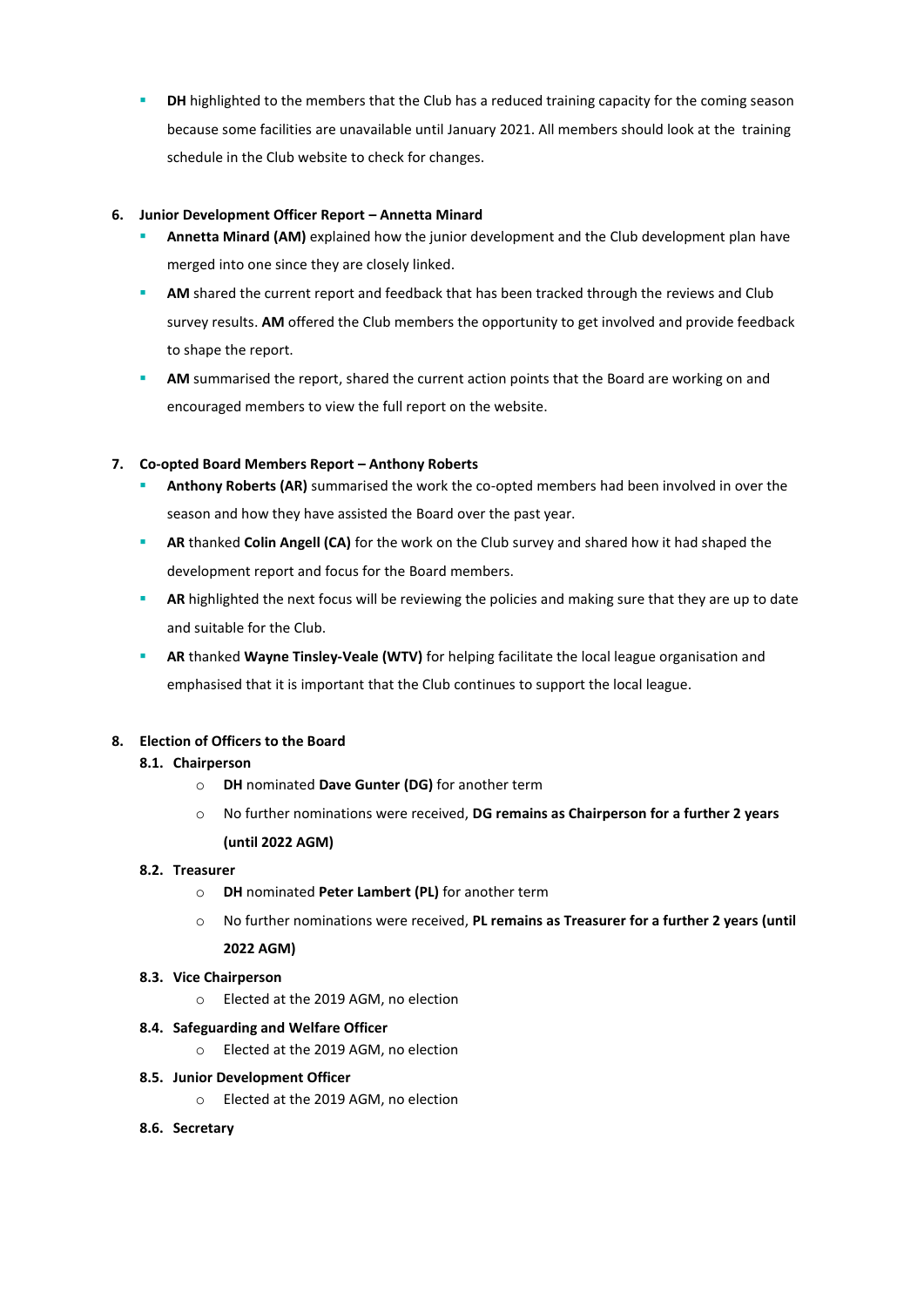- **DH** highlighted to the members that the Club has a reduced training capacity for the coming season because some facilities are unavailable until January 2021. All members should look at the training schedule in the Club website to check for changes.

6. **Junior Development Officer Report – Annetta Minard**
   - **Annetta Minard (AM)** explained how the junior development and the Club development plan have merged into one since they are closely linked.
   - **AM** shared the current report and feedback that has been tracked through the reviews and Club survey results. **AM** offered the Club members the opportunity to get involved and provide feedback to shape the report.
   - **AM** summarised the report, shared the current action points that the Board are working on and encouraged members to view the full report on the website.

7. **Co-opted Board Members Report – Anthony Roberts**
   - **Anthony Roberts (AR)** summarised the work the co-opted members had been involved in over the season and how they have assisted the Board over the past year.
   - **AR** thanked **Colin Angell (CA)** for the work on the Club survey and shared how it had shaped the development report and focus for the Board members.
   - **AR** highlighted the next focus will be reviewing the policies and making sure that they are up to date and suitable for the Club.
   - **AR** thanked **Wayne Tinsley-Veale (WTV)** for helping facilitate the local league organisation and emphasised that it is important that the Club continues to support the local league.

8. **Election of Officers to the Board**

   **8.1. Chairperson**
   - **DH** nominated **Dave Gunter (DG)** for another term
   - No further nominations were received, **DG remains as Chairperson for a further 2 years (until 2022 AGM)**

   **8.2. Treasurer**
   - **DH** nominated **Peter Lambert (PL)** for another term
   - No further nominations were received, **PL remains as Treasurer for a further 2 years (until 2022 AGM)**

   **8.3. Vice Chairperson**
   - Elected at the 2019 AGM, no election

   **8.4. Safeguarding and Welfare Officer**
   - Elected at the 2019 AGM, no election

   **8.5. Junior Development Officer**
   - Elected at the 2019 AGM, no election

   **8.6. Secretary**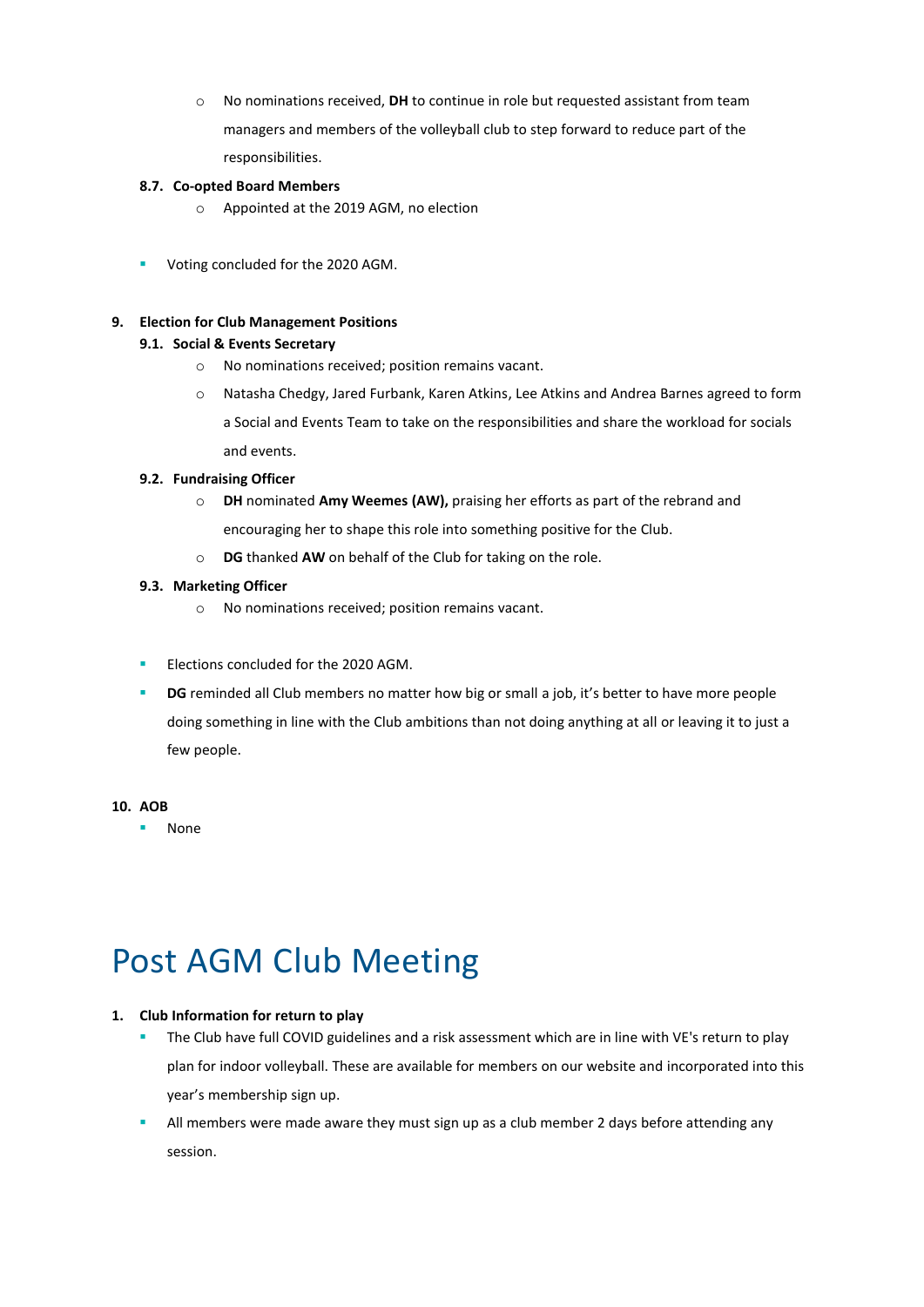- No nominations received, **DH** to continue in role but requested assistant from team managers and members of the volleyball club to step forward to reduce part of the responsibilities.

**8.7. Co-opted Board Members**

- Appointed at the 2019 AGM, no election

- Voting concluded for the 2020 AGM.

**9. Election for Club Management Positions**

**9.1. Social & Events Secretary**

- No nominations received; position remains vacant.
- Natasha Chedgy, Jared Furbank, Karen Atkins, Lee Atkins and Andrea Barnes agreed to form a Social and Events Team to take on the responsibilities and share the workload for socials and events.

**9.2. Fundraising Officer**

- **DH** nominated **Amy Weemes (AW),** praising her efforts as part of the rebrand and encouraging her to shape this role into something positive for the Club.
- **DG** thanked **AW** on behalf of the Club for taking on the role.

**9.3. Marketing Officer**

- No nominations received; position remains vacant.

- Elections concluded for the 2020 AGM.
- **DG** reminded all Club members no matter how big or small a job, it's better to have more people doing something in line with the Club ambitions than not doing anything at all or leaving it to just a few people.

**10. AOB**

- None

# Post AGM Club Meeting

**1. Club Information for return to play**

- The Club have full COVID guidelines and a risk assessment which are in line with VE's return to play plan for indoor volleyball. These are available for members on our website and incorporated into this year's membership sign up.
- All members were made aware they must sign up as a club member 2 days before attending any session.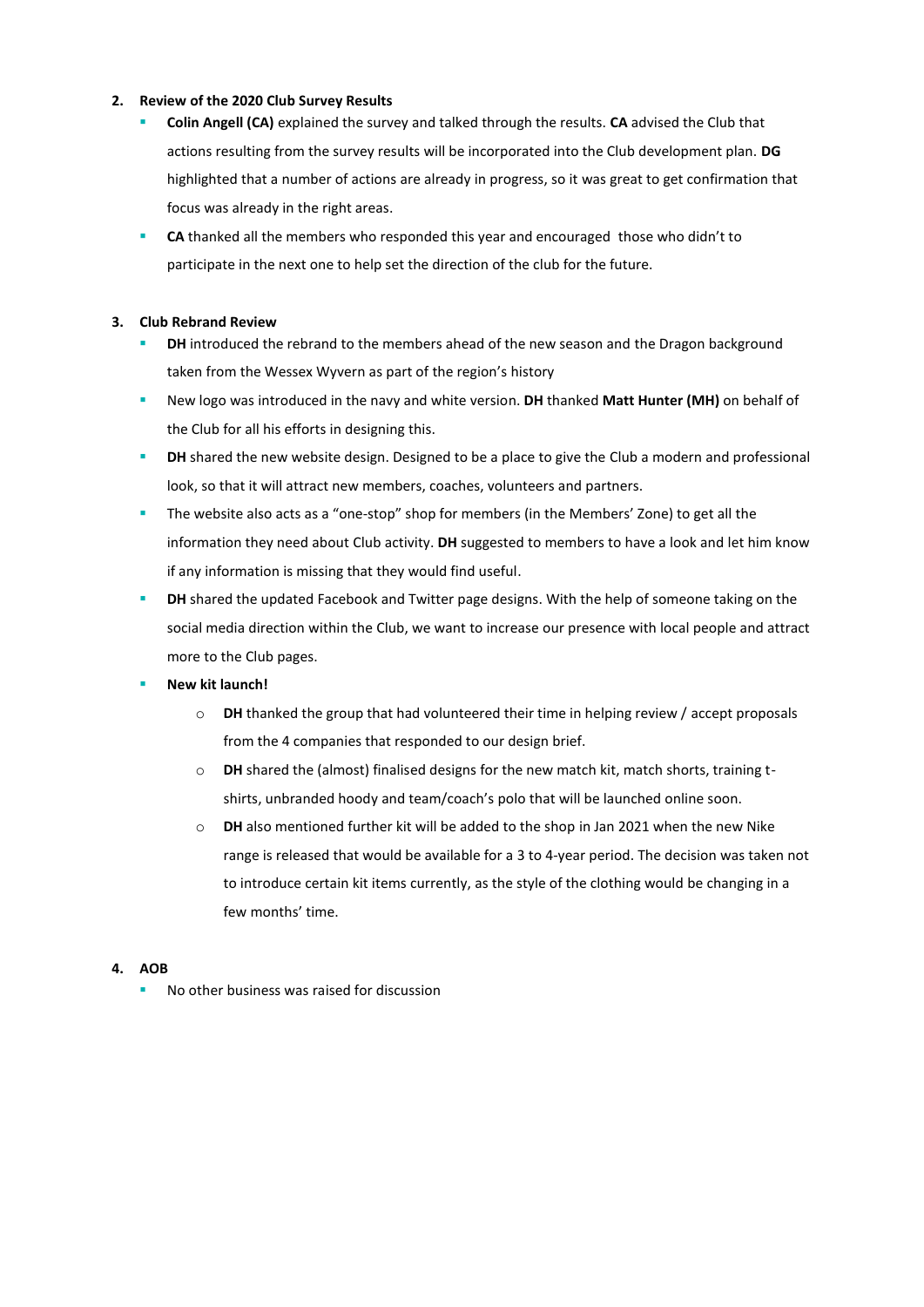2. **Review of the 2020 Club Survey Results**
    - **Colin Angell (CA)** explained the survey and talked through the results. **CA** advised the Club that actions resulting from the survey results will be incorporated into the Club development plan. **DG** highlighted that a number of actions are already in progress, so it was great to get confirmation that focus was already in the right areas.
    - **CA** thanked all the members who responded this year and encouraged those who didn't to participate in the next one to help set the direction of the club for the future.

3. **Club Rebrand Review**
    - **DH** introduced the rebrand to the members ahead of the new season and the Dragon background taken from the Wessex Wyvern as part of the region's history
    - New logo was introduced in the navy and white version. **DH** thanked **Matt Hunter (MH)** on behalf of the Club for all his efforts in designing this.
    - **DH** shared the new website design. Designed to be a place to give the Club a modern and professional look, so that it will attract new members, coaches, volunteers and partners.
    - The website also acts as a "one-stop" shop for members (in the Members' Zone) to get all the information they need about Club activity. **DH** suggested to members to have a look and let him know if any information is missing that they would find useful.
    - **DH** shared the updated Facebook and Twitter page designs. With the help of someone taking on the social media direction within the Club, we want to increase our presence with local people and attract more to the Club pages.
    - **New kit launch!**
        - **DH** thanked the group that had volunteered their time in helping review / accept proposals from the 4 companies that responded to our design brief.
        - **DH** shared the (almost) finalised designs for the new match kit, match shorts, training t-shirts, unbranded hoody and team/coach's polo that will be launched online soon.
        - **DH** also mentioned further kit will be added to the shop in Jan 2021 when the new Nike range is released that would be available for a 3 to 4-year period. The decision was taken not to introduce certain kit items currently, as the style of the clothing would be changing in a few months' time.

4. **AOB**
    - No other business was raised for discussion